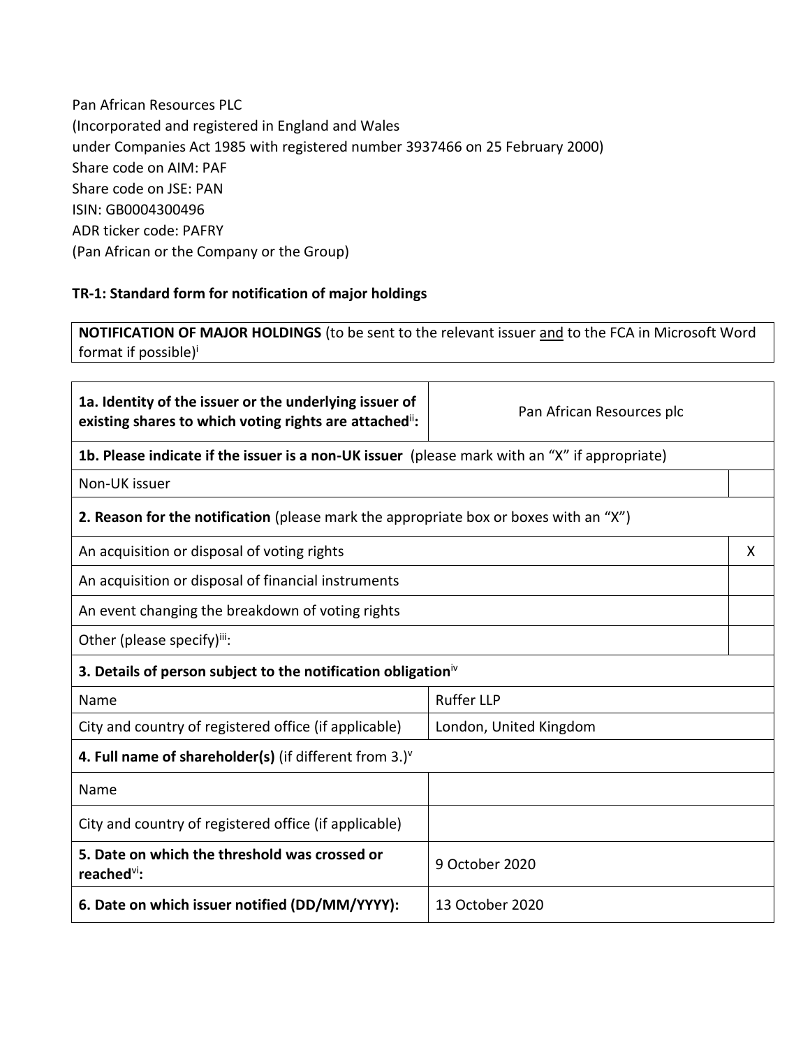Pan African Resources PLC
(Incorporated and registered in England and Wales
under Companies Act 1985 with registered number 3937466 on 25 February 2000)
Share code on AIM: PAF
Share code on JSE: PAN
ISIN: GB0004300496
ADR ticker code: PAFRY
(Pan African or the Company or the Group)

**TR-1: Standard form for notification of major holdings**

| **NOTIFICATION OF MAJOR HOLDINGS** (to be sent to the relevant issuer and to the FCA in Microsoft Word format if possible)[i] |
|---|

| | | |
|---|---|---|
| **1a. Identity of the issuer or the underlying issuer of existing shares to which voting rights are attached[ii]:** | Pan African Resources plc | |
| **1b. Please indicate if the issuer is a non-UK issuer** (please mark with an "X" if appropriate) | | |
| Non-UK issuer | | |
| **2. Reason for the notification** (please mark the appropriate box or boxes with an "X") | | |
| An acquisition or disposal of voting rights | | X |
| An acquisition or disposal of financial instruments | | |
| An event changing the breakdown of voting rights | | |
| Other (please specify)[iii]: | | |
| **3. Details of person subject to the notification obligation[iv]** | | |
| Name | Ruffer LLP | |
| City and country of registered office (if applicable) | London, United Kingdom | |
| **4. Full name of shareholder(s)** (if different from 3.)[v] | | |
| Name | | |
| City and country of registered office (if applicable) | | |
| **5. Date on which the threshold was crossed or reached[vi]:** | 9 October 2020 | |
| **6. Date on which issuer notified (DD/MM/YYYY):** | 13 October 2020 | |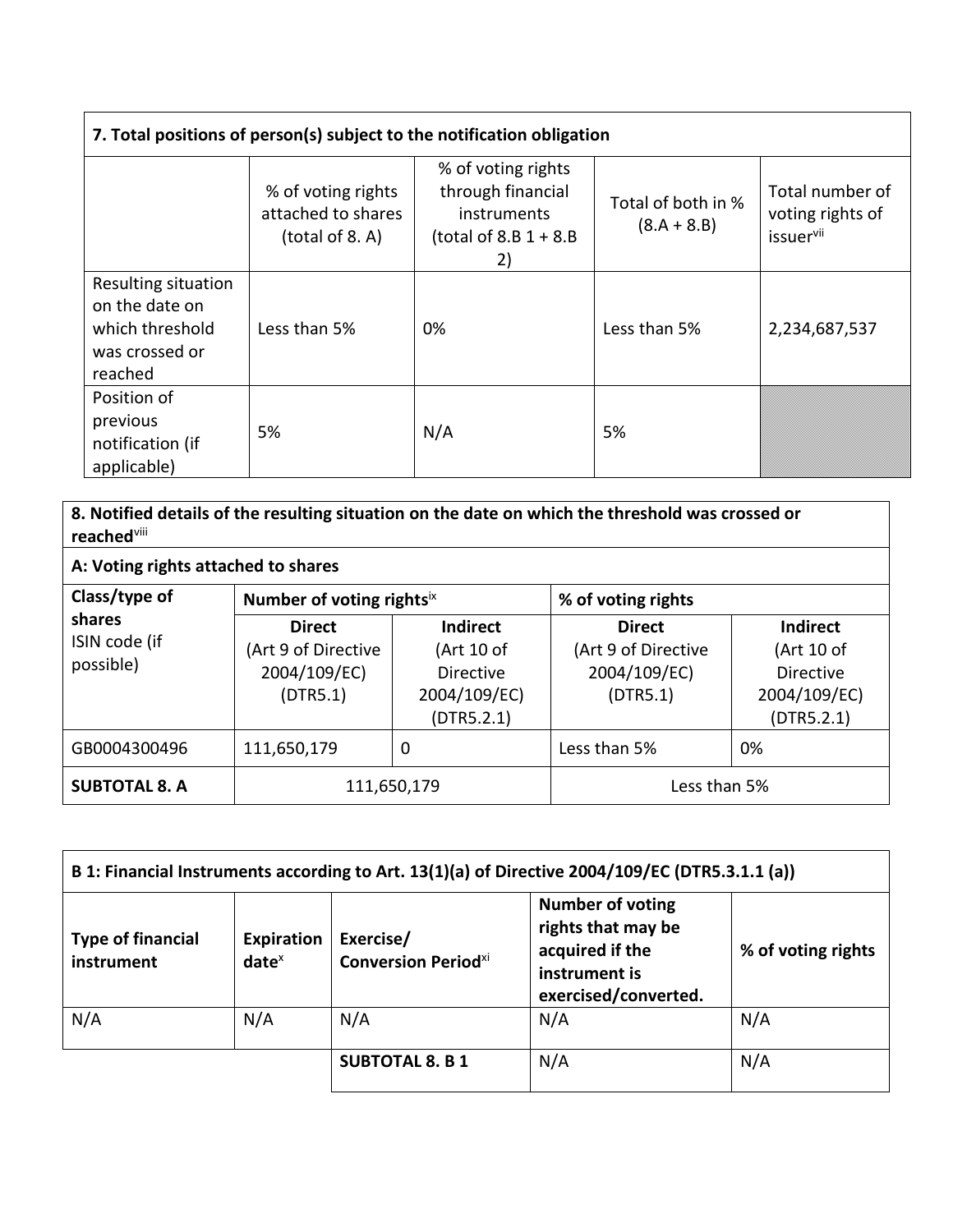| 7. Total positions of person(s) subject to the notification obligation | | | | |
|---|---|---|---|---|
| | % of voting rights attached to shares (total of 8. A) | % of voting rights through financial instruments (total of 8.B 1 + 8.B 2) | Total of both in % (8.A + 8.B) | Total number of voting rights of issuer[vii] |
| Resulting situation on the date on which threshold was crossed or reached | Less than 5% | 0% | Less than 5% | 2,234,687,537 |
| Position of previous notification (if applicable) | 5% | N/A | 5% | |

| 8. Notified details of the resulting situation on the date on which the threshold was crossed or reached[viii] | | | | |
|---|---|---|---|---|
| **A: Voting rights attached to shares** | | | | |
| **Class/type of shares** ISIN code (if possible) | **Number of voting rights**[ix] | | **% of voting rights** | |
| | **Direct** (Art 9 of Directive 2004/109/EC) (DTR5.1) | **Indirect** (Art 10 of Directive 2004/109/EC) (DTR5.2.1) | **Direct** (Art 9 of Directive 2004/109/EC) (DTR5.1) | **Indirect** (Art 10 of Directive 2004/109/EC) (DTR5.2.1) |
| GB0004300496 | 111,650,179 | 0 | Less than 5% | 0% |
| **SUBTOTAL 8. A** | 111,650,179 | | Less than 5% | |

| B 1: Financial Instruments according to Art. 13(1)(a) of Directive 2004/109/EC (DTR5.3.1.1 (a)) | | | | |
|---|---|---|---|---|
| **Type of financial instrument** | **Expiration date**[x] | **Exercise/ Conversion Period**[xi] | **Number of voting rights that may be acquired if the instrument is exercised/converted.** | **% of voting rights** |
| N/A | N/A | N/A | N/A | N/A |
| | | **SUBTOTAL 8. B 1** | N/A | N/A |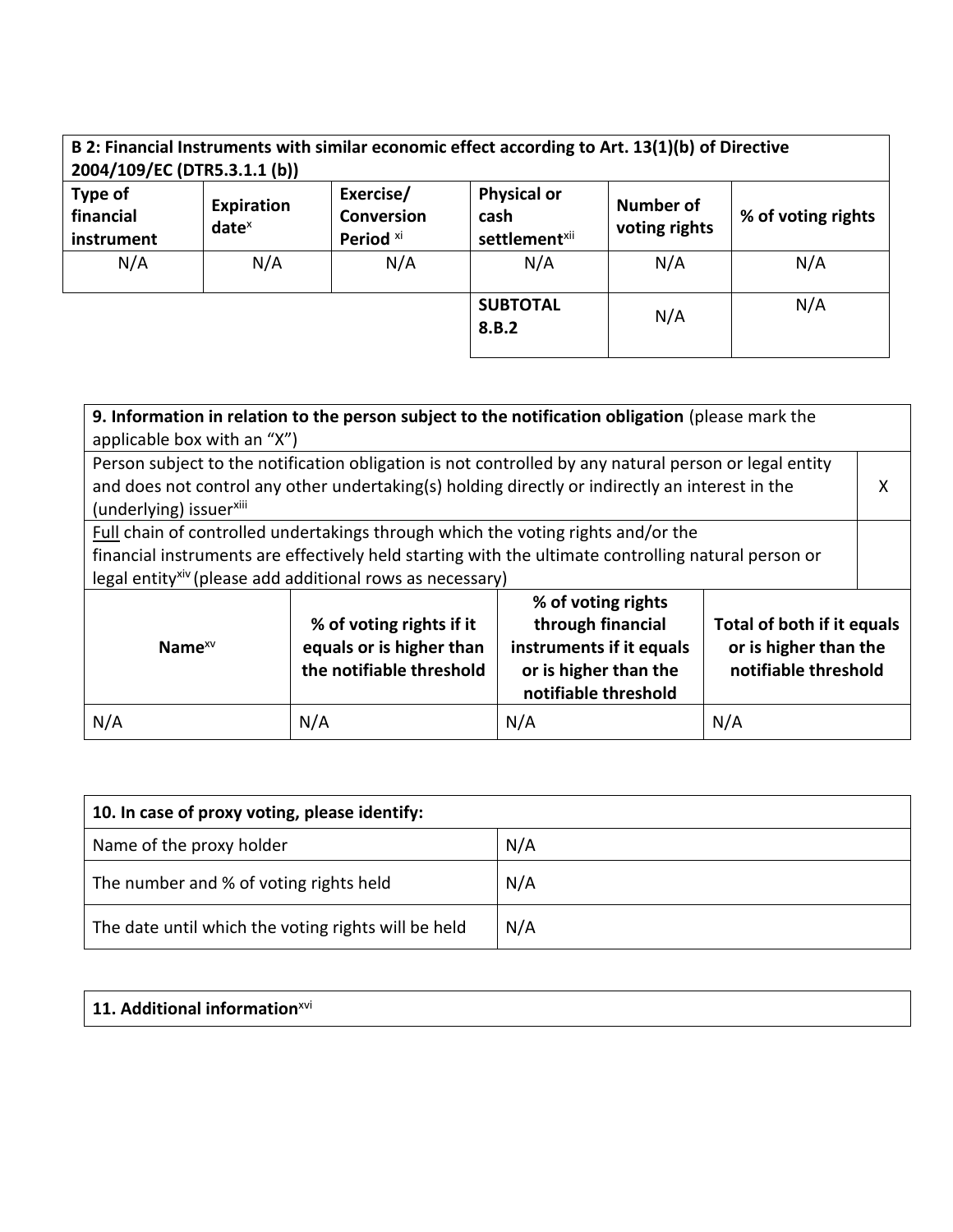| **B 2: Financial Instruments with similar economic effect according to Art. 13(1)(b) of Directive 2004/109/EC (DTR5.3.1.1 (b))** | | | | | |
|---|---|---|---|---|---|
| **Type of financial instrument** | **Expiration date**[x] | **Exercise/ Conversion Period** [xi] | **Physical or cash settlement**[xii] | **Number of voting rights** | **% of voting rights** |
| N/A | N/A | N/A | N/A | N/A | N/A |
| | | | **SUBTOTAL 8.B.2** | N/A | N/A |

| **9. Information in relation to the person subject to the notification obligation** (please mark the applicable box with an "X") | | | | |
|---|---|---|---|---|
| Person subject to the notification obligation is not controlled by any natural person or legal entity and does not control any other undertaking(s) holding directly or indirectly an interest in the (underlying) issuer[xiii] | | | | X |
| Full chain of controlled undertakings through which the voting rights and/or the financial instruments are effectively held starting with the ultimate controlling natural person or legal entity[xiv] (please add additional rows as necessary) | | | | |
| **Name**[xv] | **% of voting rights if it equals or is higher than the notifiable threshold** | **% of voting rights through financial instruments if it equals or is higher than the notifiable threshold** | **Total of both if it equals or is higher than the notifiable threshold** | |
| N/A | N/A | N/A | N/A | |

| **10. In case of proxy voting, please identify:** | |
|---|---|
| Name of the proxy holder | N/A |
| The number and % of voting rights held | N/A |
| The date until which the voting rights will be held | N/A |

| **11. Additional information**[xvi] |
|---|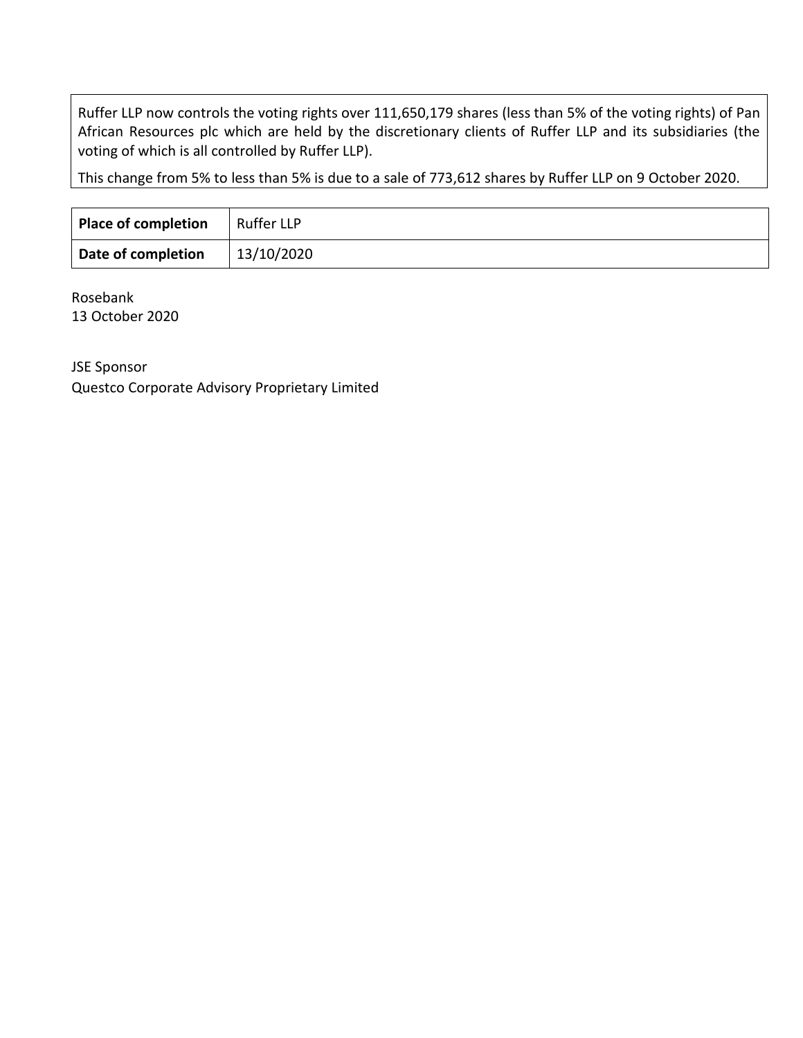| |
|---|
| Ruffer LLP now controls the voting rights over 111,650,179 shares (less than 5% of the voting rights) of Pan African Resources plc which are held by the discretionary clients of Ruffer LLP and its subsidiaries (the voting of which is all controlled by Ruffer LLP).<br><br>This change from 5% to less than 5% is due to a sale of 773,612 shares by Ruffer LLP on 9 October 2020. |

| | |
|---|---|
| **Place of completion** | Ruffer LLP |
| **Date of completion** | 13/10/2020 |

Rosebank
13 October 2020

JSE Sponsor
Questco Corporate Advisory Proprietary Limited